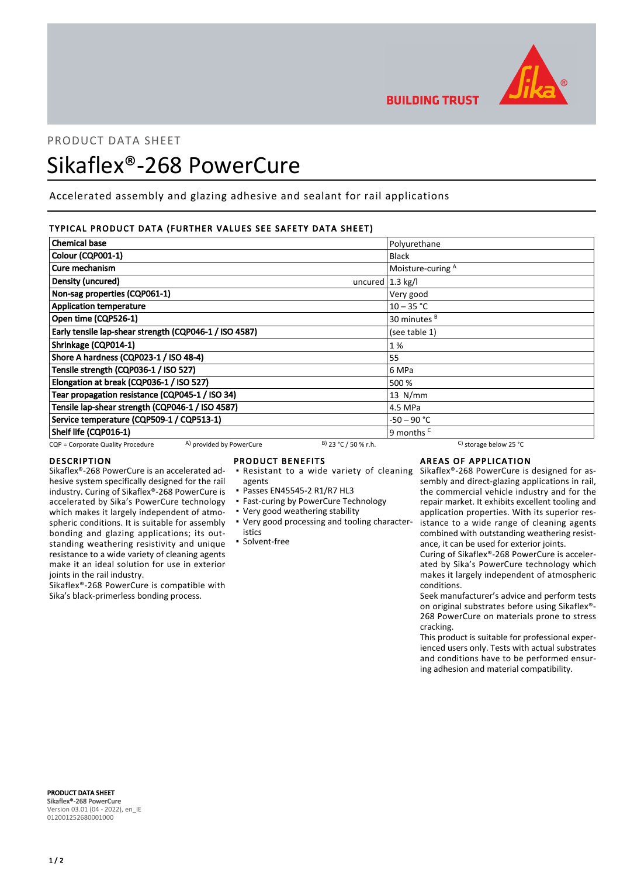PRODUCT DATA SHEET

# Sikaflex®-268 PowerCure

Accelerated assembly and glazing adhesive and sealant for rail applications

## TYPICAL PRODUCT DATA (FURTHER VALUES SEE SAFETY DATA SHEET)

| Property | | Value |
|---|---|---|
| Chemical base | | Polyurethane |
| Colour (CQP001-1) | | Black |
| Cure mechanism | | Moisture-curing A |
| Density (uncured) | uncured | 1.3 kg/l |
| Non-sag properties (CQP061-1) | | Very good |
| Application temperature | | 10 – 35 °C |
| Open time (CQP526-1) | | 30 minutes B |
| Early tensile lap-shear strength (CQP046-1 / ISO 4587) | | (see table 1) |
| Shrinkage (CQP014-1) | | 1 % |
| Shore A hardness (CQP023-1 / ISO 48-4) | | 55 |
| Tensile strength (CQP036-1 / ISO 527) | | 6 MPa |
| Elongation at break (CQP036-1 / ISO 527) | | 500 % |
| Tear propagation resistance (CQP045-1 / ISO 34) | | 13 N/mm |
| Tensile lap-shear strength (CQP046-1 / ISO 4587) | | 4.5 MPa |
| Service temperature (CQP509-1 / CQP513-1) | | -50 – 90 °C |
| Shelf life (CQP016-1) | | 9 months C |

CQP = Corporate Quality Procedure A) provided by PowerCure B) 23 °C / 50 % r.h. C) storage below 25 °C

## DESCRIPTION

Sikaflex®-268 PowerCure is an accelerated adhesive system specifically designed for the rail industry. Curing of Sikaflex®-268 PowerCure is accelerated by Sika's PowerCure technology which makes it largely independent of atmospheric conditions. It is suitable for assembly bonding and glazing applications; its outstanding weathering resistivity and unique resistance to a wide variety of cleaning agents make it an ideal solution for use in exterior joints in the rail industry.

Sikaflex®-268 PowerCure is compatible with Sika's black-primerless bonding process.

## PRODUCT BENEFITS

- Resistant to a wide variety of cleaning agents
- Passes EN45545-2 R1/R7 HL3
- Fast-curing by PowerCure Technology
- Very good weathering stability
- Very good processing and tooling characteristics
- Solvent-free

## AREAS OF APPLICATION

Sikaflex®-268 PowerCure is designed for assembly and direct-glazing applications in rail, the commercial vehicle industry and for the repair market. It exhibits excellent tooling and application properties. With its superior resistance to a wide range of cleaning agents combined with outstanding weathering resistance, it can be used for exterior joints.

Curing of Sikaflex®-268 PowerCure is accelerated by Sika's PowerCure technology which makes it largely independent of atmospheric conditions.

Seek manufacturer's advice and perform tests on original substrates before using Sikaflex®-268 PowerCure on materials prone to stress cracking.

This product is suitable for professional experienced users only. Tests with actual substrates and conditions have to be performed ensuring adhesion and material compatibility.

**PRODUCT DATA SHEET**
**Sikaflex®-268 PowerCure**
Version 03.01 (04 - 2022), en_IE
012001252680001000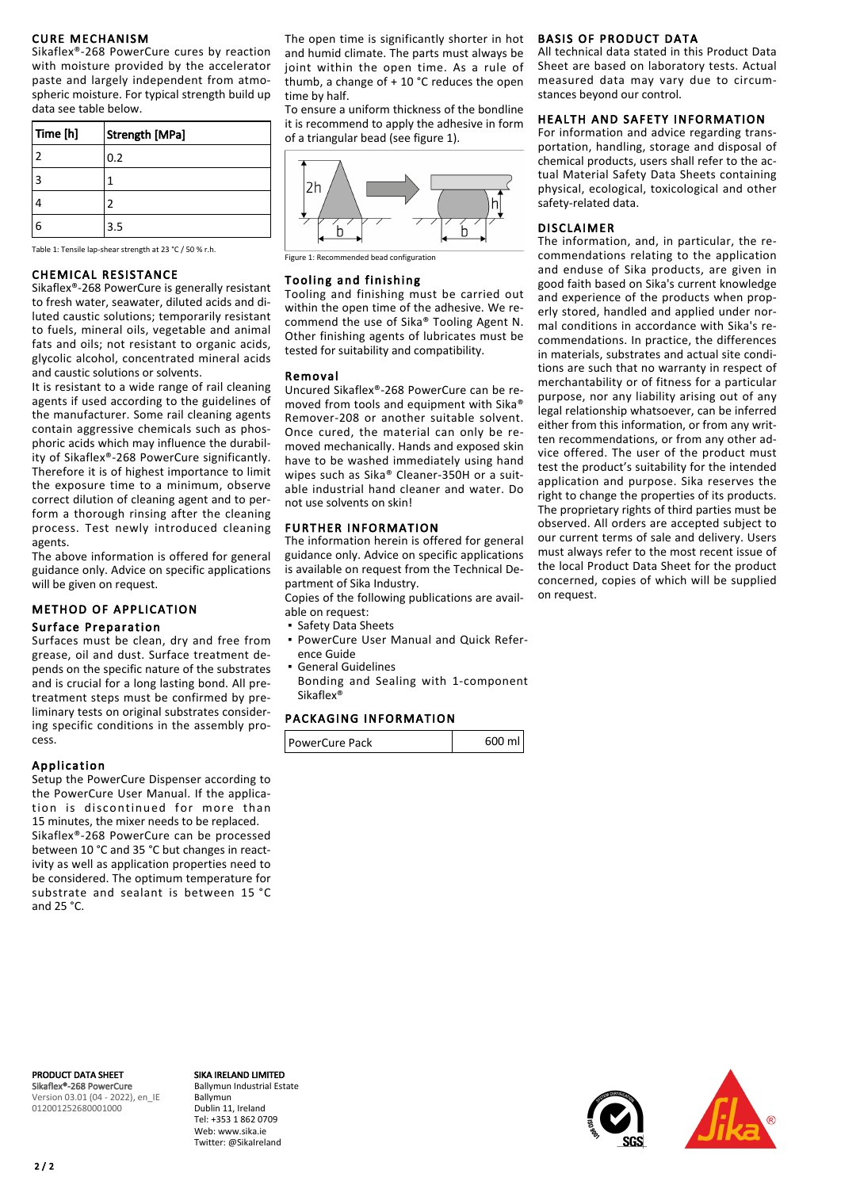## CURE MECHANISM

Sikaflex®-268 PowerCure cures by reaction with moisture provided by the accelerator paste and largely independent from atmospheric moisture. For typical strength build up data see table below.

| Time [h] | Strength [MPa] |
|---|---|
| 2 | 0.2 |
| 3 | 1 |
| 4 | 2 |
| 6 | 3.5 |

Table 1: Tensile lap-shear strength at 23 °C / 50 % r.h.

## CHEMICAL RESISTANCE

Sikaflex®-268 PowerCure is generally resistant to fresh water, seawater, diluted acids and diluted caustic solutions; temporarily resistant to fuels, mineral oils, vegetable and animal fats and oils; not resistant to organic acids, glycolic alcohol, concentrated mineral acids and caustic solutions or solvents.

It is resistant to a wide range of rail cleaning agents if used according to the guidelines of the manufacturer. Some rail cleaning agents contain aggressive chemicals such as phosphoric acids which may influence the durability of Sikaflex®-268 PowerCure significantly. Therefore it is of highest importance to limit the exposure time to a minimum, observe correct dilution of cleaning agent and to perform a thorough rinsing after the cleaning process. Test newly introduced cleaning agents.

The above information is offered for general guidance only. Advice on specific applications will be given on request.

## METHOD OF APPLICATION

### Surface Preparation

Surfaces must be clean, dry and free from grease, oil and dust. Surface treatment depends on the specific nature of the substrates and is crucial for a long lasting bond. All pretreatment steps must be confirmed by preliminary tests on original substrates considering specific conditions in the assembly process.

### Application

Setup the PowerCure Dispenser according to the PowerCure User Manual. If the application is discontinued for more than 15 minutes, the mixer needs to be replaced.

Sikaflex®-268 PowerCure can be processed between 10 °C and 35 °C but changes in reactivity as well as application properties need to be considered. The optimum temperature for substrate and sealant is between 15 °C and 25 °C.

The open time is significantly shorter in hot and humid climate. The parts must always be joint within the open time. As a rule of thumb, a change of + 10 °C reduces the open time by half.

To ensure a uniform thickness of the bondline it is recommend to apply the adhesive in form of a triangular bead (see figure 1).

2h
b
h
b

Figure 1: Recommended bead configuration

### Tooling and finishing

Tooling and finishing must be carried out within the open time of the adhesive. We recommend the use of Sika® Tooling Agent N. Other finishing agents of lubricates must be tested for suitability and compatibility.

### Removal

Uncured Sikaflex®-268 PowerCure can be removed from tools and equipment with Sika® Remover-208 or another suitable solvent. Once cured, the material can only be removed mechanically. Hands and exposed skin have to be washed immediately using hand wipes such as Sika® Cleaner-350H or a suitable industrial hand cleaner and water. Do not use solvents on skin!

## FURTHER INFORMATION

The information herein is offered for general guidance only. Advice on specific applications is available on request from the Technical Department of Sika Industry.

Copies of the following publications are available on request:

- Safety Data Sheets
- PowerCure User Manual and Quick Reference Guide
- General Guidelines
  Bonding and Sealing with 1-component Sikaflex®

## PACKAGING INFORMATION

| | |
|---|---|
| PowerCure Pack | 600 ml |

## BASIS OF PRODUCT DATA

All technical data stated in this Product Data Sheet are based on laboratory tests. Actual measured data may vary due to circumstances beyond our control.

## HEALTH AND SAFETY INFORMATION

For information and advice regarding transportation, handling, storage and disposal of chemical products, users shall refer to the actual Material Safety Data Sheets containing physical, ecological, toxicological and other safety-related data.

## DISCLAIMER

The information, and, in particular, the recommendations relating to the application and enduse of Sika products, are given in good faith based on Sika's current knowledge and experience of the products when properly stored, handled and applied under normal conditions in accordance with Sika's recommendations. In practice, the differences in materials, substrates and actual site conditions are such that no warranty in respect of merchantability or of fitness for a particular purpose, nor any liability arising out of any legal relationship whatsoever, can be inferred either from this information, or from any written recommendations, or from any other advice offered. The user of the product must test the product's suitability for the intended application and purpose. Sika reserves the right to change the properties of its products. The proprietary rights of third parties must be observed. All orders are accepted subject to our current terms of sale and delivery. Users must always refer to the most recent issue of the local Product Data Sheet for the product concerned, copies of which will be supplied on request.

**PRODUCT DATA SHEET**
**Sikaflex®-268 PowerCure**
Version 03.01 (04 - 2022), en_IE
012001252680001000

**SIKA IRELAND LIMITED**
Ballymun Industrial Estate
Ballymun
Dublin 11, Ireland
Tel: +353 1 862 0709
Web: www.sika.ie
Twitter: @SikaIreland